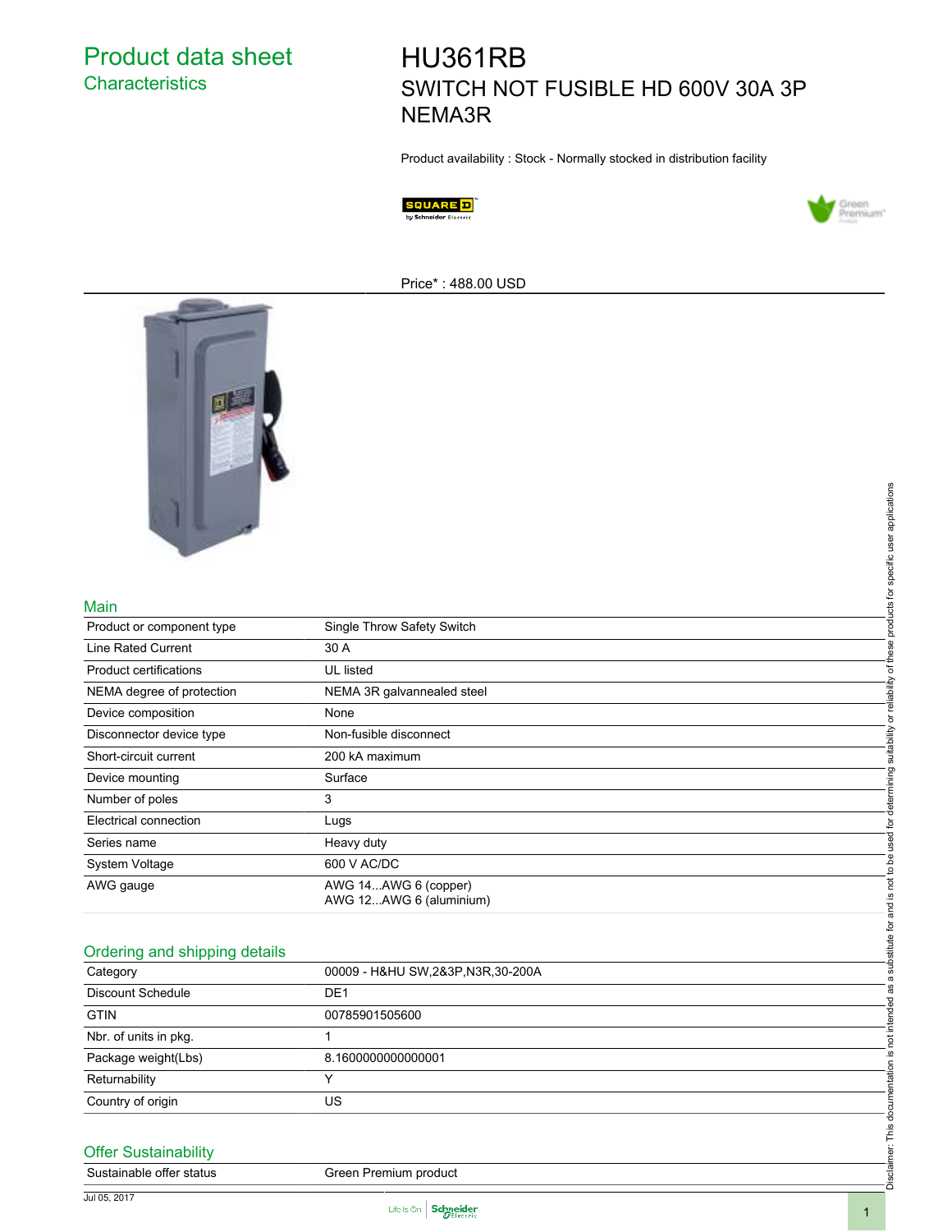# Product data sheet

## Characteristics

# HU361RB

## SWITCH NOT FUSIBLE HD 600V 30A 3P NEMA3R

Product availability : Stock - Normally stocked in distribution facility

Price* : 488.00 USD

### Main

| | |
|---|---|
| Product or component type | Single Throw Safety Switch |
| Line Rated Current | 30 A |
| Product certifications | UL listed |
| NEMA degree of protection | NEMA 3R galvannealed steel |
| Device composition | None |
| Disconnector device type | Non-fusible disconnect |
| Short-circuit current | 200 kA maximum |
| Device mounting | Surface |
| Number of poles | 3 |
| Electrical connection | Lugs |
| Series name | Heavy duty |
| System Voltage | 600 V AC/DC |
| AWG gauge | AWG 14...AWG 6 (copper)<br>AWG 12...AWG 6 (aluminium) |

### Ordering and shipping details

| | |
|---|---|
| Category | 00009 - H&HU SW,2&3P,N3R,30-200A |
| Discount Schedule | DE1 |
| GTIN | 00785901505600 |
| Nbr. of units in pkg. | 1 |
| Package weight(Lbs) | 8.1600000000000001 |
| Returnability | Y |
| Country of origin | US |

### Offer Sustainability

| | |
|---|---|
| Sustainable offer status | Green Premium product |

Disclaimer: This documentation is not intended as a substitute for and is not to be used for determining suitability or reliability of these products for specific user applications

Jul 05, 2017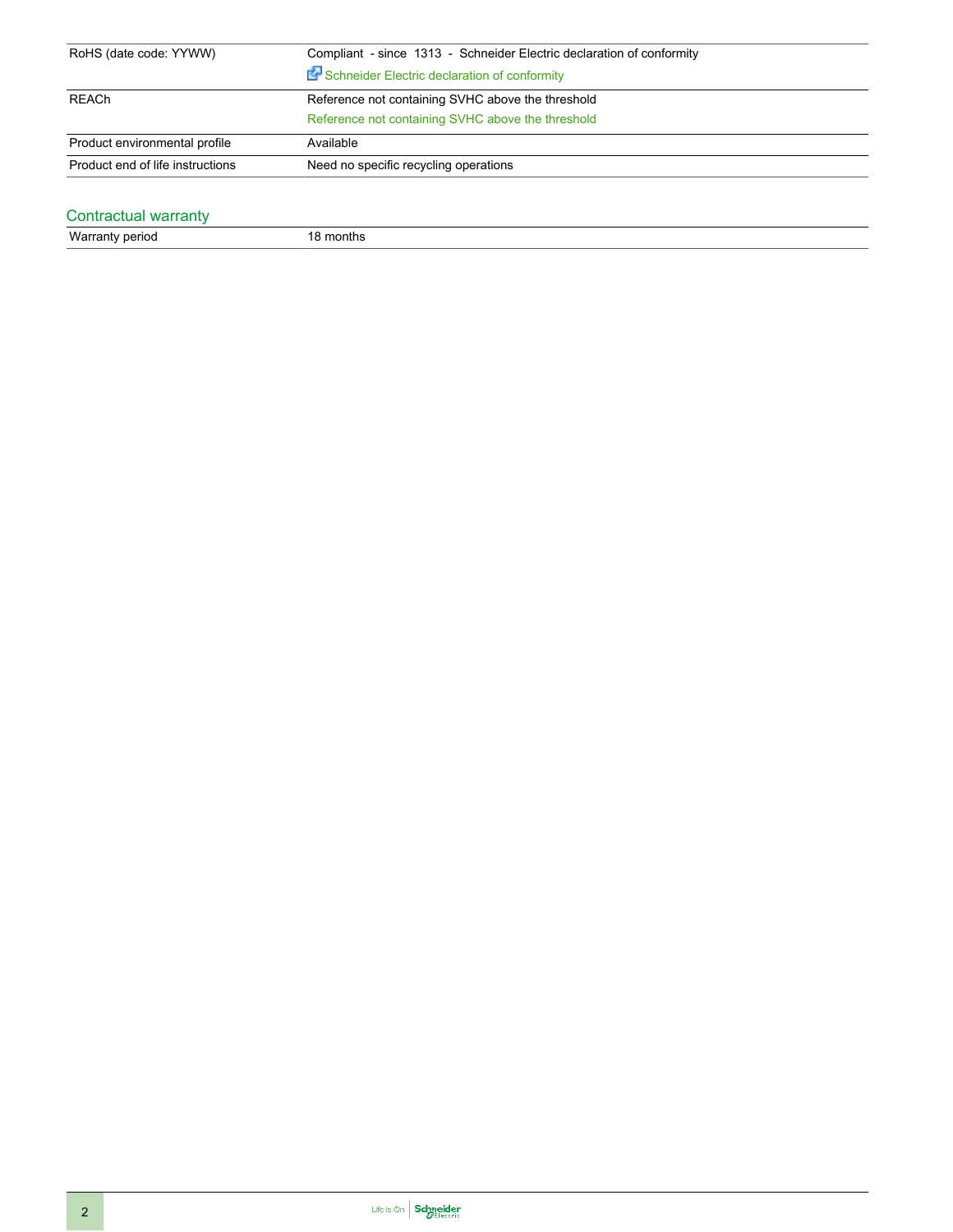| | |
|---|---|
| RoHS (date code: YYWW) | Compliant - since 1313 - Schneider Electric declaration of conformity<br>Schneider Electric declaration of conformity |
| REACh | Reference not containing SVHC above the threshold<br>Reference not containing SVHC above the threshold |
| Product environmental profile | Available |
| Product end of life instructions | Need no specific recycling operations |

## Contractual warranty

| | |
|---|---|
| Warranty period | 18 months |